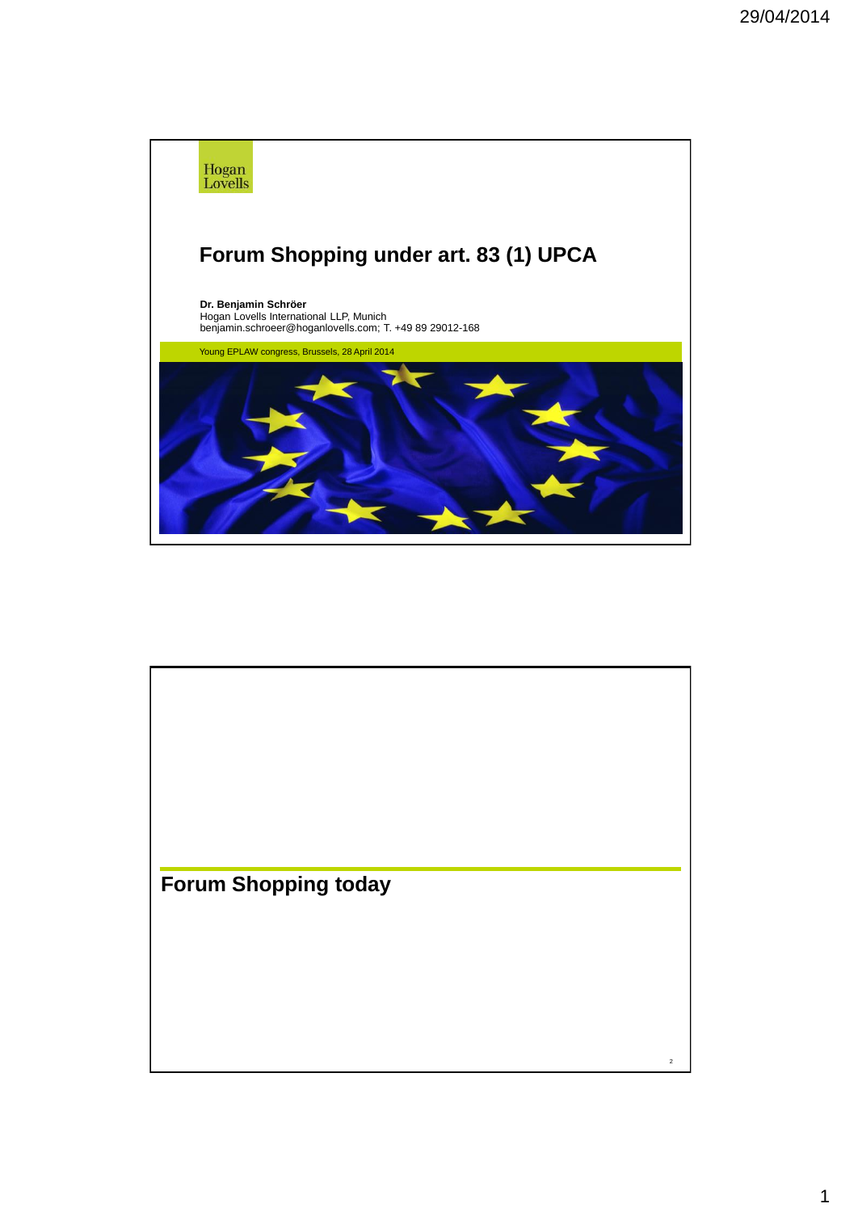Hogan Lovells

# Forum Shopping under art. 83 (1) UPCA

**Dr. Benjamin Schröer**
Hogan Lovells International LLP, Munich
benjamin.schroeer@hoganlovells.com; T. +49 89 29012-168

Young EPLAW congress, Brussels, 28 April 2014

## Forum Shopping today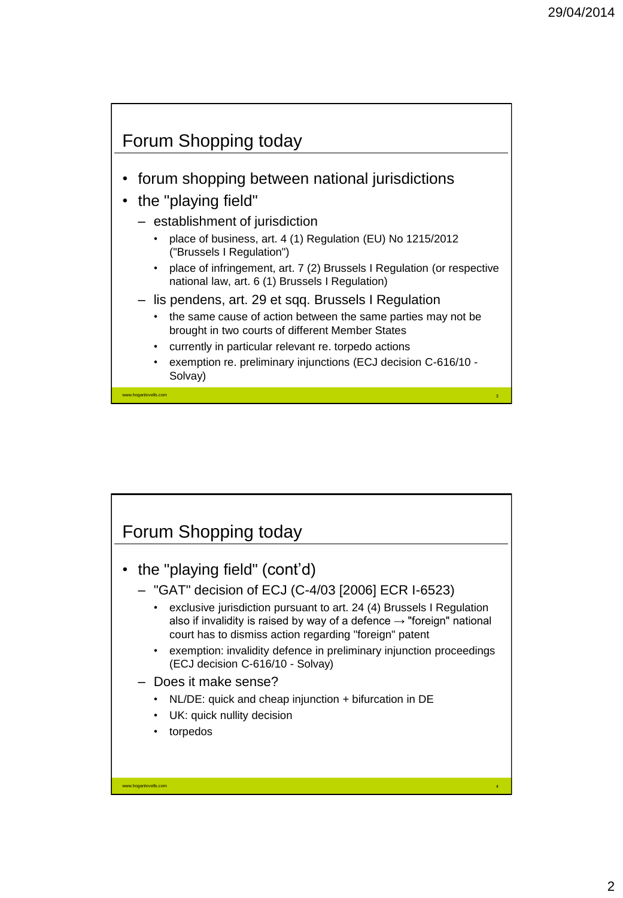## Forum Shopping today

- forum shopping between national jurisdictions
- the "playing field"
  - establishment of jurisdiction
    - place of business, art. 4 (1) Regulation (EU) No 1215/2012 ("Brussels I Regulation")
    - place of infringement, art. 7 (2) Brussels I Regulation (or respective national law, art. 6 (1) Brussels I Regulation)
  - lis pendens, art. 29 et sqq. Brussels I Regulation
    - the same cause of action between the same parties may not be brought in two courts of different Member States
    - currently in particular relevant re. torpedo actions
    - exemption re. preliminary injunctions (ECJ decision C-616/10 - Solvay)

## Forum Shopping today

- the "playing field" (cont'd)
  - "GAT" decision of ECJ (C-4/03 [2006] ECR I-6523)
    - exclusive jurisdiction pursuant to art. 24 (4) Brussels I Regulation also if invalidity is raised by way of a defence → "foreign" national court has to dismiss action regarding "foreign" patent
    - exemption: invalidity defence in preliminary injunction proceedings (ECJ decision C-616/10 - Solvay)
  - Does it make sense?
    - NL/DE: quick and cheap injunction + bifurcation in DE
    - UK: quick nullity decision
    - torpedos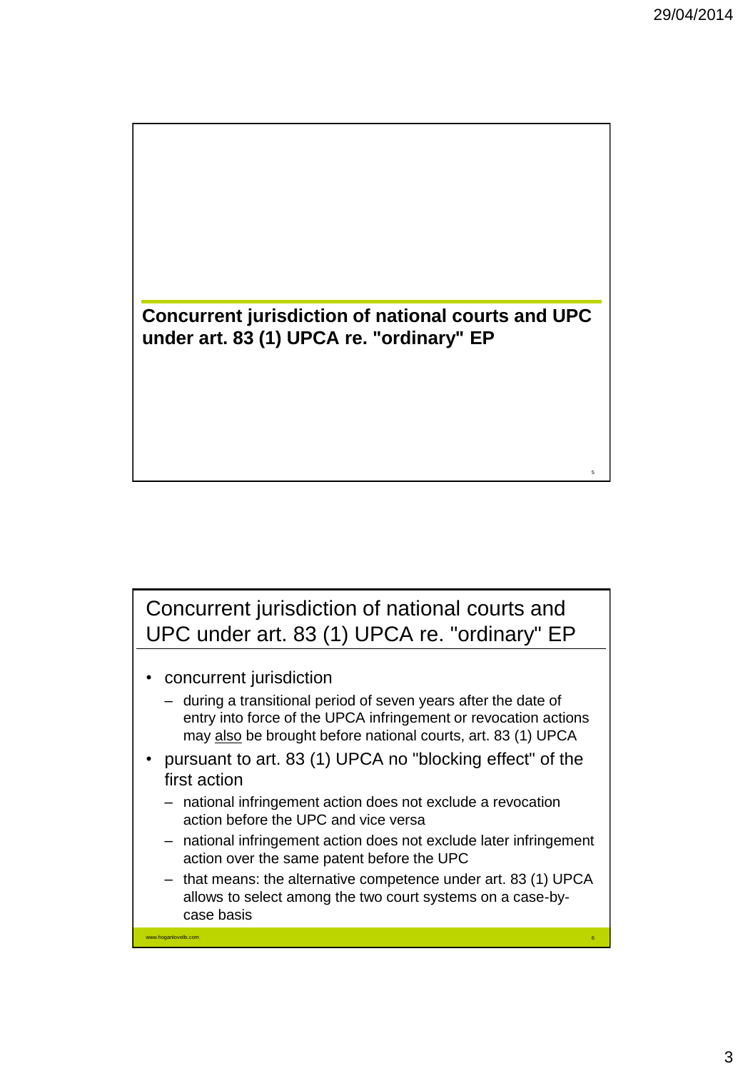## Concurrent jurisdiction of national courts and UPC under art. 83 (1) UPCA re. "ordinary" EP

## Concurrent jurisdiction of national courts and UPC under art. 83 (1) UPCA re. "ordinary" EP

- concurrent jurisdiction
  - during a transitional period of seven years after the date of entry into force of the UPCA infringement or revocation actions may also be brought before national courts, art. 83 (1) UPCA
- pursuant to art. 83 (1) UPCA no "blocking effect" of the first action
  - national infringement action does not exclude a revocation action before the UPC and vice versa
  - national infringement action does not exclude later infringement action over the same patent before the UPC
  - that means: the alternative competence under art. 83 (1) UPCA allows to select among the two court systems on a case-by-case basis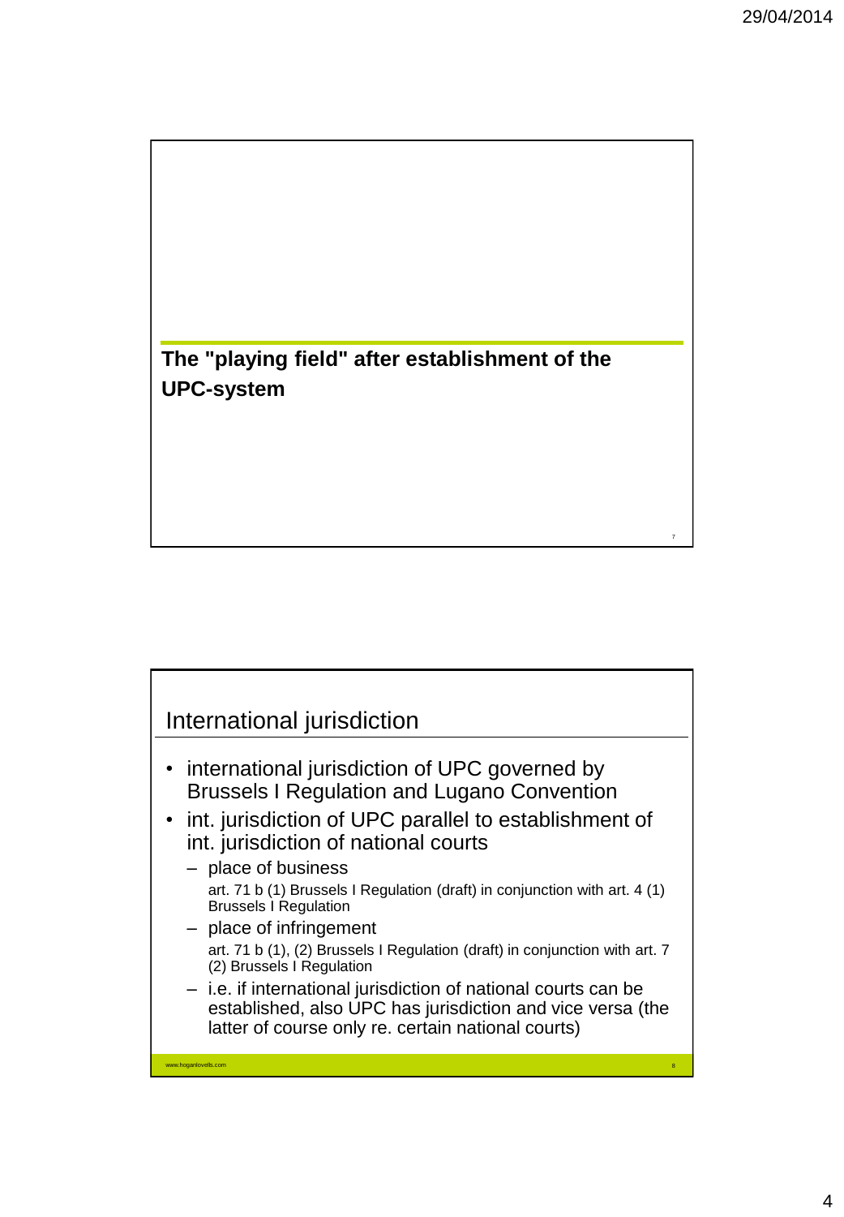## The "playing field" after establishment of the UPC-system

## International jurisdiction

- international jurisdiction of UPC governed by Brussels I Regulation and Lugano Convention
- int. jurisdiction of UPC parallel to establishment of int. jurisdiction of national courts
  - place of business
    art. 71 b (1) Brussels I Regulation (draft) in conjunction with art. 4 (1) Brussels I Regulation
  - place of infringement
    art. 71 b (1), (2) Brussels I Regulation (draft) in conjunction with art. 7 (2) Brussels I Regulation
  - i.e. if international jurisdiction of national courts can be established, also UPC has jurisdiction and vice versa (the latter of course only re. certain national courts)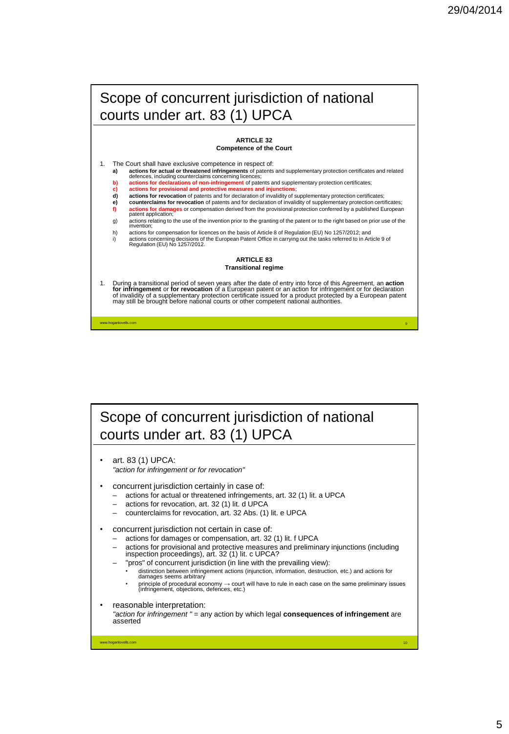# Scope of concurrent jurisdiction of national courts under art. 83 (1) UPCA

**ARTICLE 32**
**Competence of the Court**

1. The Court shall have exclusive competence in respect of:
   - **a)** **actions for actual or threatened infringements** of patents and supplementary protection certificates and related defences, including counterclaims concerning licences;
   - **b)** **actions for declarations of non-infringement** of patents and supplementary protection certificates;
   - **c)** **actions for provisional and protective measures and injunctions**;
   - **d)** **actions for revocation** of patents and for declaration of invalidity of supplementary protection certificates;
   - **e)** **counterclaims for revocation** of patents and for declaration of invalidity of supplementary protection certificates;
   - **f)** **actions for damages** or compensation derived from the provisional protection conferred by a published European patent application;
   - g) actions relating to the use of the invention prior to the granting of the patent or to the right based on prior use of the invention;
   - h) actions for compensation for licences on the basis of Article 8 of Regulation (EU) No 1257/2012; and
   - i) actions concerning decisions of the European Patent Office in carrying out the tasks referred to in Article 9 of Regulation (EU) No 1257/2012.

**ARTICLE 83**
**Transitional regime**

1. During a transitional period of seven years after the date of entry into force of this Agreement, an **action for infringement** or **for revocation** of a European patent or an action for infringement or for declaration of invalidity of a supplementary protection certificate issued for a product protected by a European patent may still be brought before national courts or other competent national authorities.

www.hoganlovells.com

# Scope of concurrent jurisdiction of national courts under art. 83 (1) UPCA

- art. 83 (1) UPCA:
  *"action for infringement or for revocation"*
- concurrent jurisdiction certainly in case of:
  - actions for actual or threatened infringements, art. 32 (1) lit. a UPCA
  - actions for revocation, art. 32 (1) lit. d UPCA
  - counterclaims for revocation, art. 32 Abs. (1) lit. e UPCA
- concurrent jurisdiction not certain in case of:
  - actions for damages or compensation, art. 32 (1) lit. f UPCA
  - actions for provisional and protective measures and preliminary injunctions (including inspection proceedings), art. 32 (1) lit. c UPCA?
  - "pros" of concurrent jurisdiction (in line with the prevailing view):
    - distinction between infringement actions (injunction, information, destruction, etc.) and actions for damages seems arbitrary
    - principle of procedural economy → court will have to rule in each case on the same preliminary issues (infringement, objections, defences, etc.)
- reasonable interpretation:
  *"action for infringement "* = any action by which legal **consequences of infringement** are asserted

www.hoganlovells.com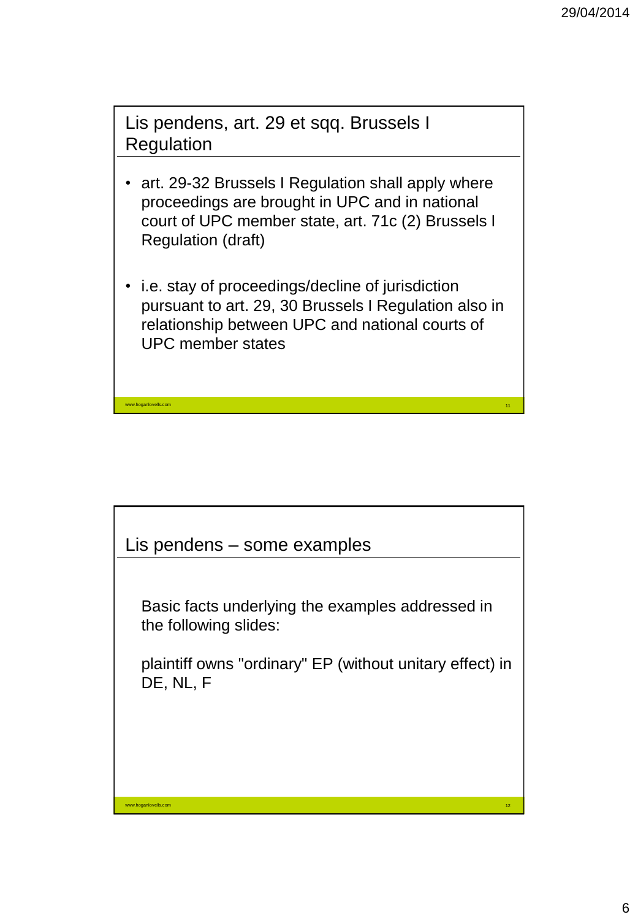## Lis pendens, art. 29 et sqq. Brussels I Regulation

- art. 29-32 Brussels I Regulation shall apply where proceedings are brought in UPC and in national court of UPC member state, art. 71c (2) Brussels I Regulation (draft)

- i.e. stay of proceedings/decline of jurisdiction pursuant to art. 29, 30 Brussels I Regulation also in relationship between UPC and national courts of UPC member states

## Lis pendens – some examples

Basic facts underlying the examples addressed in the following slides:

plaintiff owns "ordinary" EP (without unitary effect) in DE, NL, F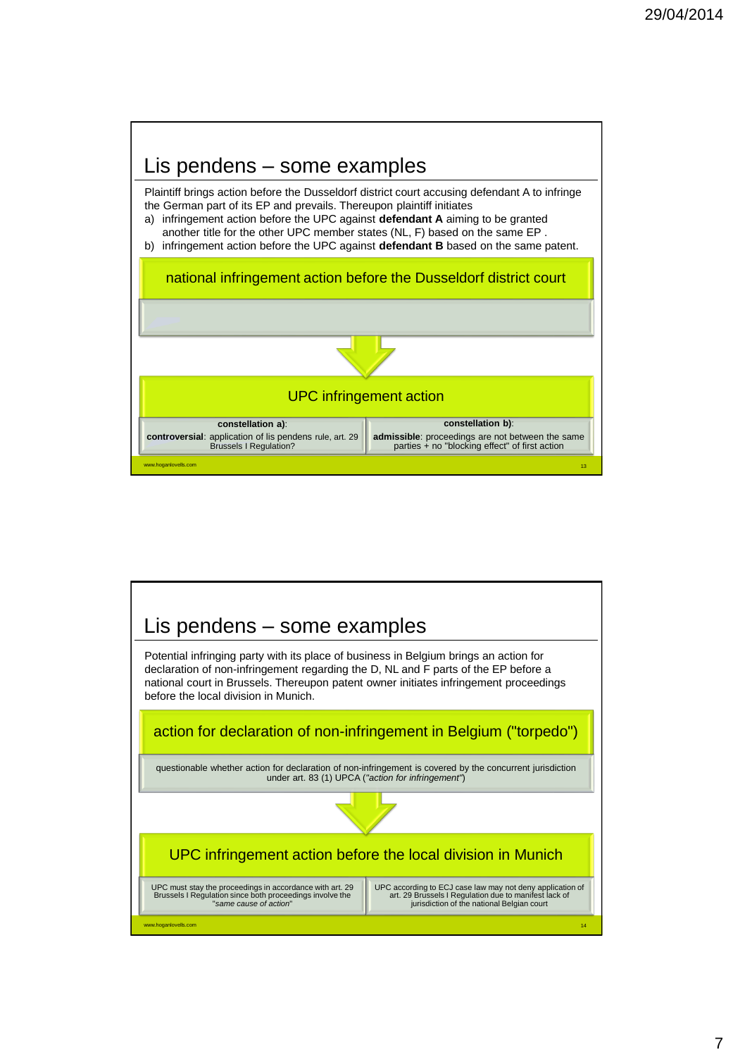## Lis pendens – some examples

Plaintiff brings action before the Dusseldorf district court accusing defendant A to infringe the German part of its EP and prevails. Thereupon plaintiff initiates

a) infringement action before the UPC against **defendant A** aiming to be granted another title for the other UPC member states (NL, F) based on the same EP .
b) infringement action before the UPC against **defendant B** based on the same patent.

national infringement action before the Dusseldorf district court

UPC infringement action

| **constellation a)**: **controversial**: application of lis pendens rule, art. 29 Brussels I Regulation? | **constellation b)**: **admissible**: proceedings are not between the same parties + no "blocking effect" of first action |
|---|---|

## Lis pendens – some examples

Potential infringing party with its place of business in Belgium brings an action for declaration of non-infringement regarding the D, NL and F parts of the EP before a national court in Brussels. Thereupon patent owner initiates infringement proceedings before the local division in Munich.

action for declaration of non-infringement in Belgium ("torpedo")

questionable whether action for declaration of non-infringement is covered by the concurrent jurisdiction under art. 83 (1) UPCA (*"action for infringement"*)

UPC infringement action before the local division in Munich

| UPC must stay the proceedings in accordance with art. 29 Brussels I Regulation since both proceedings involve the "*same cause of action*" | UPC according to ECJ case law may not deny application of art. 29 Brussels I Regulation due to manifest lack of jurisdiction of the national Belgian court |
|---|---|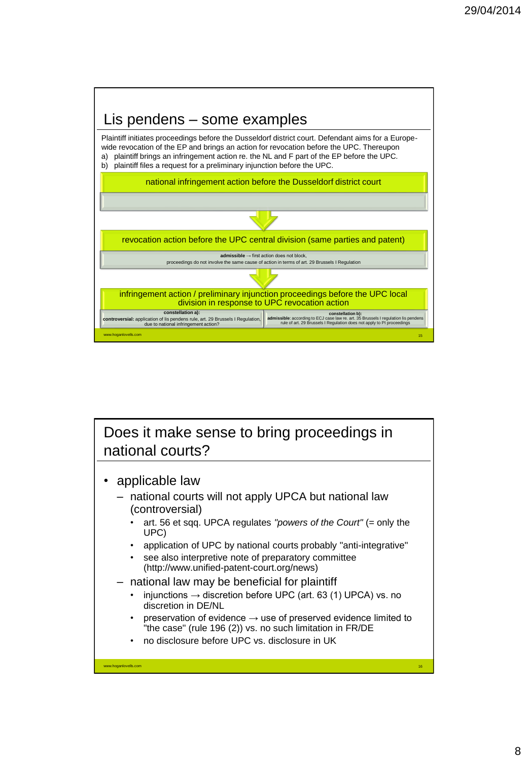## Lis pendens – some examples

Plaintiff initiates proceedings before the Dusseldorf district court. Defendant aims for a Europe-wide revocation of the EP and brings an action for revocation before the UPC. Thereupon

a) plaintiff brings an infringement action re. the NL and F part of the EP before the UPC.
b) plaintiff files a request for a preliminary injunction before the UPC.

**national infringement action before the Dusseldorf district court**

↓

**revocation action before the UPC central division (same parties and patent)**

**admissible** → first action does not block, proceedings do not involve the same cause of action in terms of art. 29 Brussels I Regulation

↓

**infringement action / preliminary injunction proceedings before the UPC local division in response to UPC revocation action**

| constellation a): | constellation b): |
|---|---|
| **controversial:** application of lis pendens rule, art. 29 Brussels I Regulation, due to national infringement action? | **admissible**: according to ECJ case law re. art. 35 Brussels I regulation lis pendens rule of art. 29 Brussels I Regulation does not apply to PI proceedings |

## Does it make sense to bring proceedings in national courts?

- applicable law
  - national courts will not apply UPCA but national law (controversial)
    - art. 56 et sqq. UPCA regulates *"powers of the Court"* (= only the UPC)
    - application of UPC by national courts probably "anti-integrative"
    - see also interpretive note of preparatory committee (http://www.unified-patent-court.org/news)
  - national law may be beneficial for plaintiff
    - injunctions → discretion before UPC (art. 63 (1) UPCA) vs. no discretion in DE/NL
    - preservation of evidence → use of preserved evidence limited to "the case" (rule 196 (2)) vs. no such limitation in FR/DE
    - no disclosure before UPC vs. disclosure in UK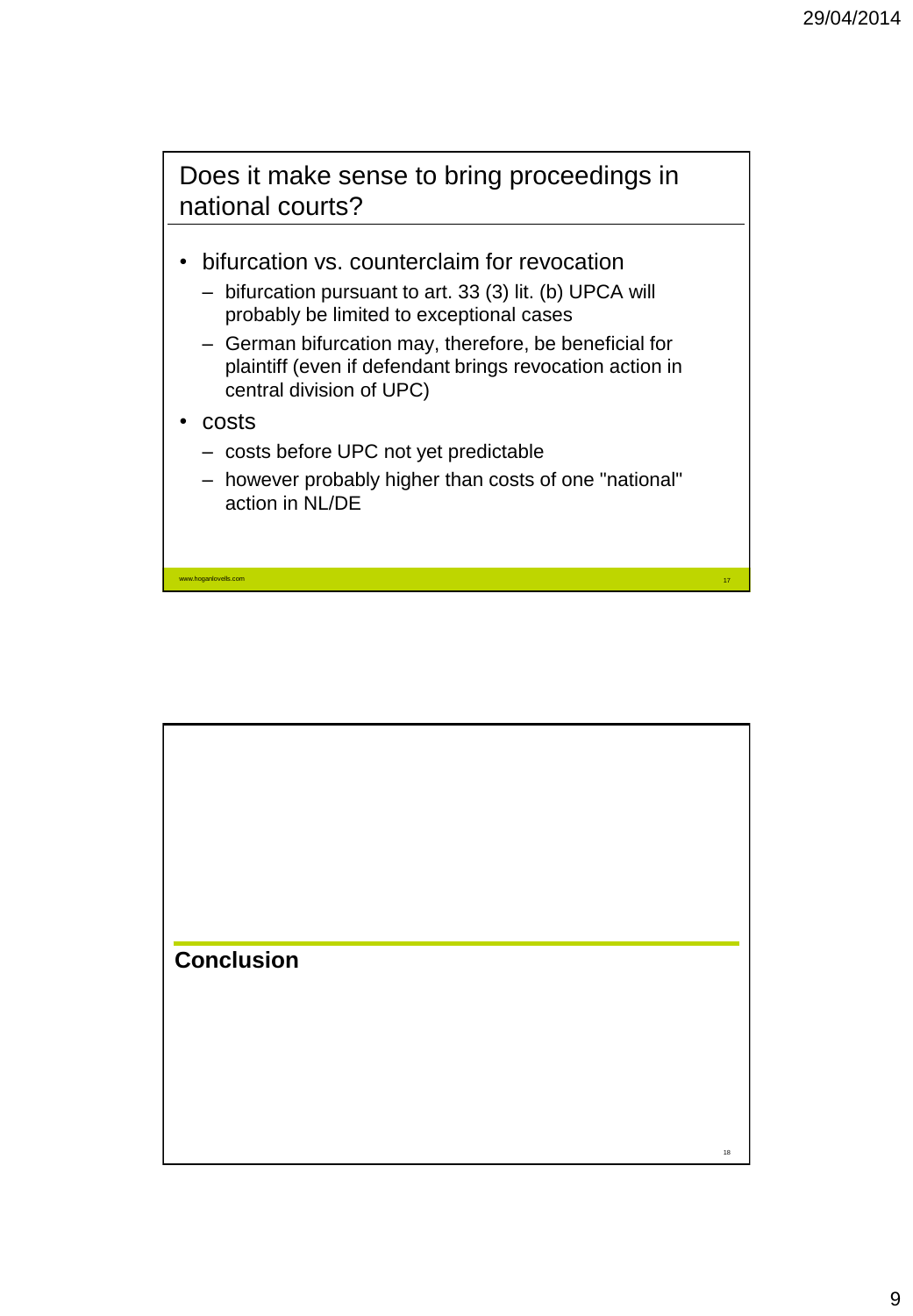## Does it make sense to bring proceedings in national courts?

- bifurcation vs. counterclaim for revocation
  - bifurcation pursuant to art. 33 (3) lit. (b) UPCA will probably be limited to exceptional cases
  - German bifurcation may, therefore, be beneficial for plaintiff (even if defendant brings revocation action in central division of UPC)
- costs
  - costs before UPC not yet predictable
  - however probably higher than costs of one "national" action in NL/DE

## Conclusion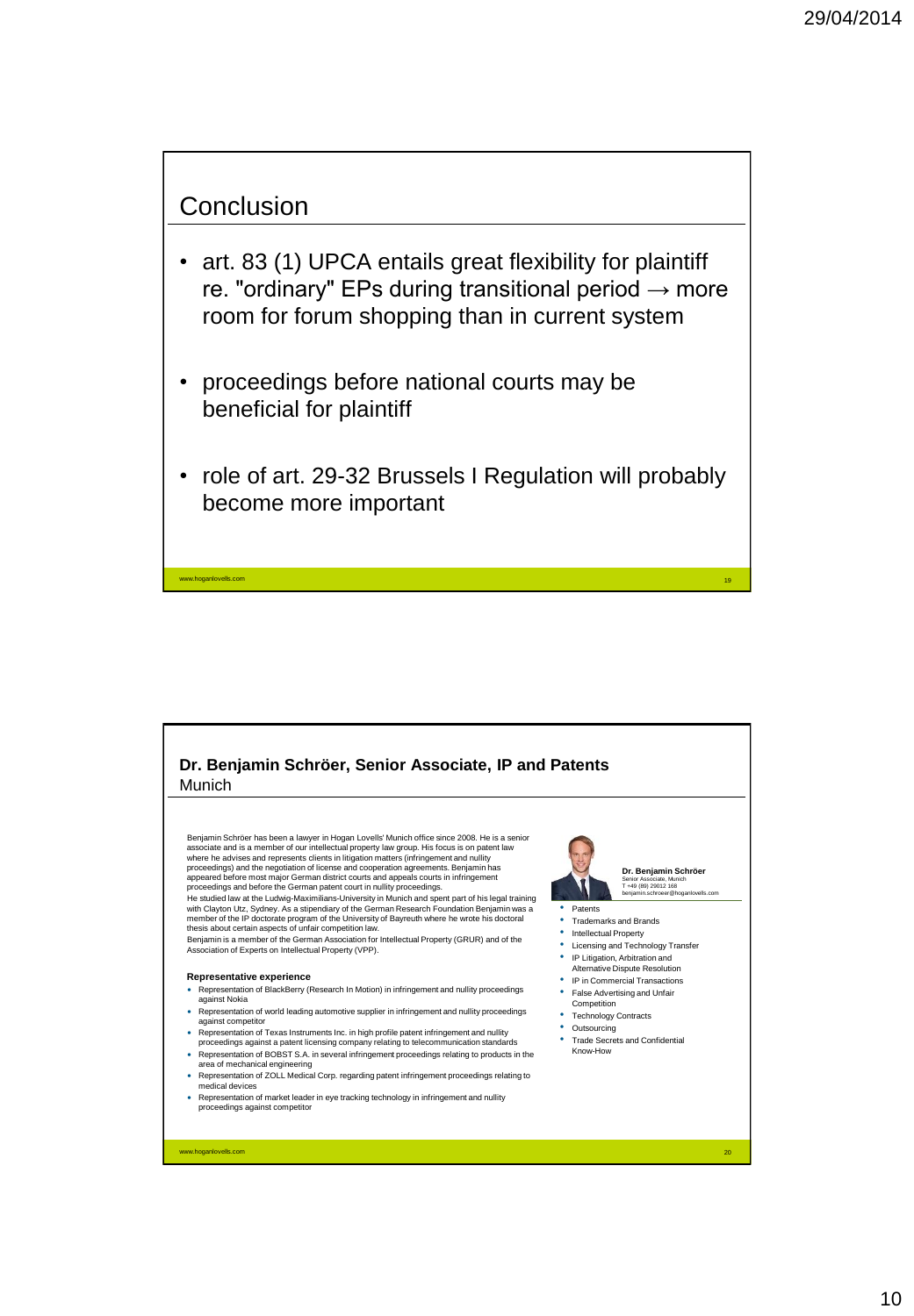## Conclusion

- art. 83 (1) UPCA entails great flexibility for plaintiff re. "ordinary" EPs during transitional period → more room for forum shopping than in current system
- proceedings before national courts may be beneficial for plaintiff
- role of art. 29-32 Brussels I Regulation will probably become more important

www.hoganlovells.com

## Dr. Benjamin Schröer, Senior Associate, IP and Patents

Munich

Benjamin Schröer has been a lawyer in Hogan Lovells' Munich office since 2008. He is a senior associate and is a member of our intellectual property law group. His focus is on patent law where he advises and represents clients in litigation matters (infringement and nullity proceedings) and the negotiation of license and cooperation agreements. Benjamin has appeared before most major German district courts and appeals courts in infringement proceedings and before the German patent court in nullity proceedings.

He studied law at the Ludwig-Maximilians-University in Munich and spent part of his legal training with Clayton Utz, Sydney. As a stipendiary of the German Research Foundation Benjamin was a member of the IP doctorate program of the University of Bayreuth where he wrote his doctoral thesis about certain aspects of unfair competition law.

Benjamin is a member of the German Association for Intellectual Property (GRUR) and of the Association of Experts on Intellectual Property (VPP).

**Representative experience**

- Representation of BlackBerry (Research In Motion) in infringement and nullity proceedings against Nokia
- Representation of world leading automotive supplier in infringement and nullity proceedings against competitor
- Representation of Texas Instruments Inc. in high profile patent infringement and nullity proceedings against a patent licensing company relating to telecommunication standards
- Representation of BOBST S.A. in several infringement proceedings relating to products in the area of mechanical engineering
- Representation of ZOLL Medical Corp. regarding patent infringement proceedings relating to medical devices
- Representation of market leader in eye tracking technology in infringement and nullity proceedings against competitor

**Dr. Benjamin Schröer**
Senior Associate, Munich
T +49 (89) 29012 168
benjamin.schroeer@hoganlovells.com

- Patents
- Trademarks and Brands
- Intellectual Property
- Licensing and Technology Transfer
- IP Litigation, Arbitration and Alternative Dispute Resolution
- IP in Commercial Transactions
- False Advertising and Unfair Competition
- Technology Contracts
- Outsourcing
- Trade Secrets and Confidential Know-How

www.hoganlovells.com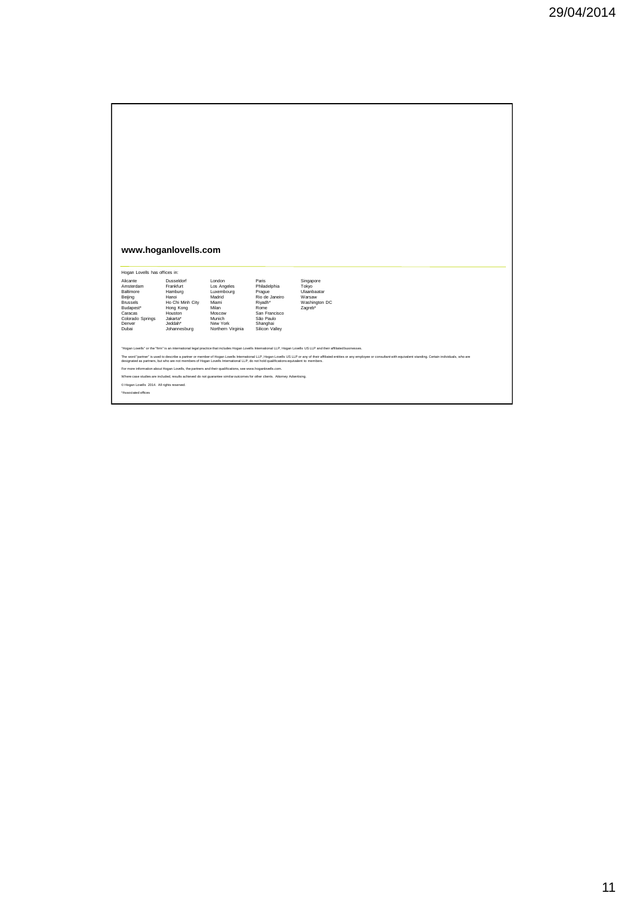**www.hoganlovells.com**

Hogan Lovells has offices in:

| | | | | |
|---|---|---|---|---|
| Alicante | Dusseldorf | London | Paris | Singapore |
| Amsterdam | Frankfurt | Los Angeles | Philadelphia | Tokyo |
| Baltimore | Hamburg | Luxembourg | Prague | Ulaanbaatar |
| Beijing | Hanoi | Madrid | Rio de Janeiro | Warsaw |
| Brussels | Ho Chi Minh City | Miami | Riyadh* | Washington DC |
| Budapest* | Hong Kong | Milan | Rome | Zagreb* |
| Caracas | Houston | Moscow | San Francisco | |
| Colorado Springs | Jakarta* | Munich | São Paulo | |
| Denver | Jeddah* | New York | Shanghai | |
| Dubai | Johannesburg | Northern Virginia | Silicon Valley | |

"Hogan Lovells" or the "firm" is an international legal practice that includes Hogan Lovells International LLP, Hogan Lovells US LLP and their affiliated businesses.

The word "partner" is used to describe a partner or member of Hogan Lovells International LLP, Hogan Lovells US LLP or any of their affiliated entities or any employee or consultant with equivalent standing. Certain individuals, who are designated as partners, but who are not members of Hogan Lovells International LLP, do not hold qualifications equivalent to members.

For more information about Hogan Lovells, the partners and their qualifications, see www.hoganlovells.com.

Where case studies are included, results achieved do not guarantee similar outcomes for other clients. Attorney Advertising.

© Hogan Lovells 2014. All rights reserved.

*Associated offices